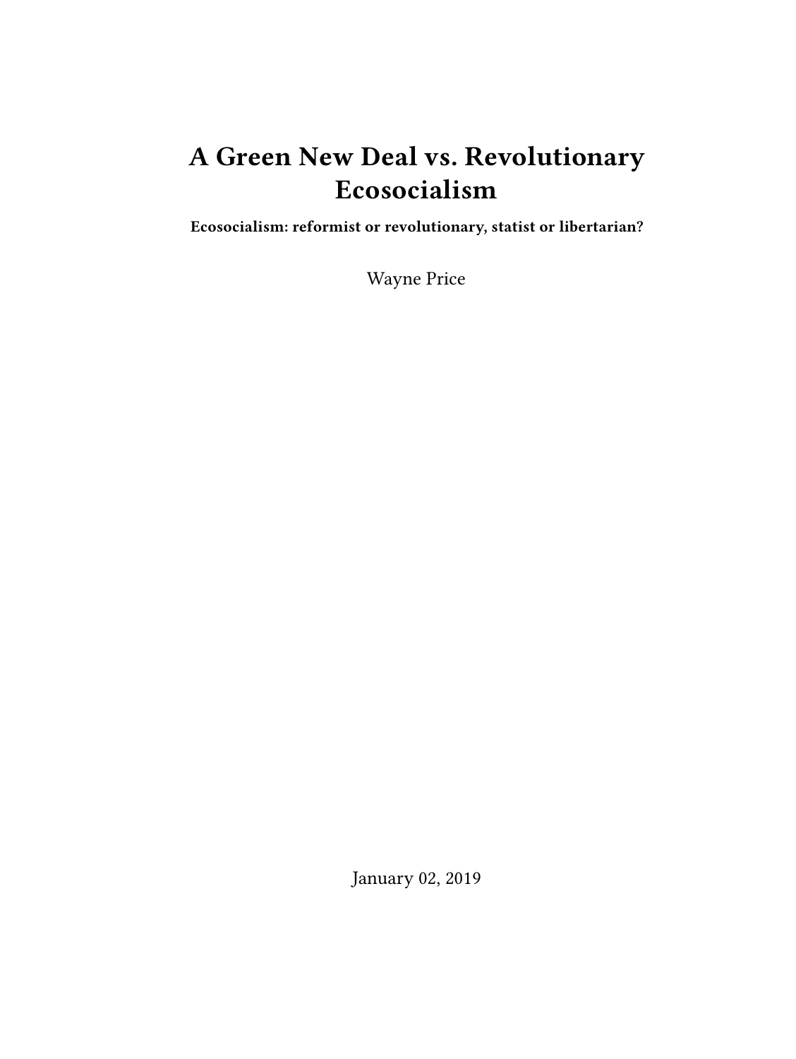# A Green New Deal vs. Revolutionary Ecosocialism

**Ecosocialism: reformist or revolutionary, statist or libertarian?**

Wayne Price

January 02, 2019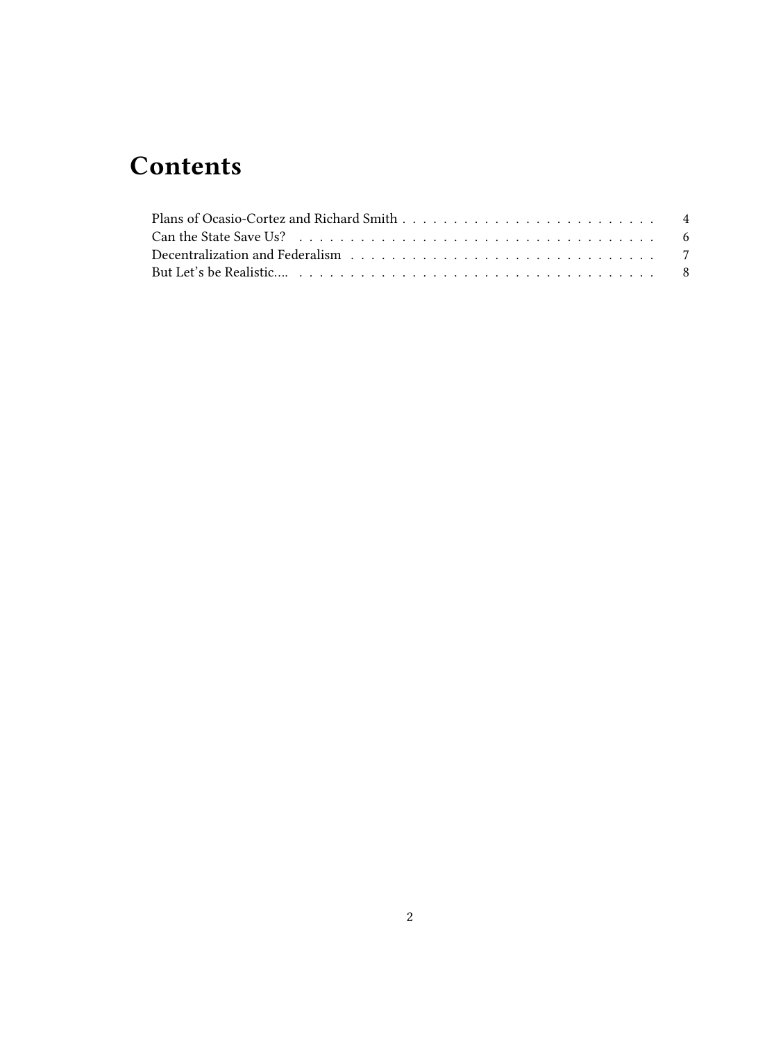# Contents

- Plans of Ocasio-Cortez and Richard Smith . . . . . 4
- Can the State Save Us? . . . . . 6
- Decentralization and Federalism . . . . . 7
- But Let's be Realistic…. . . . . . 8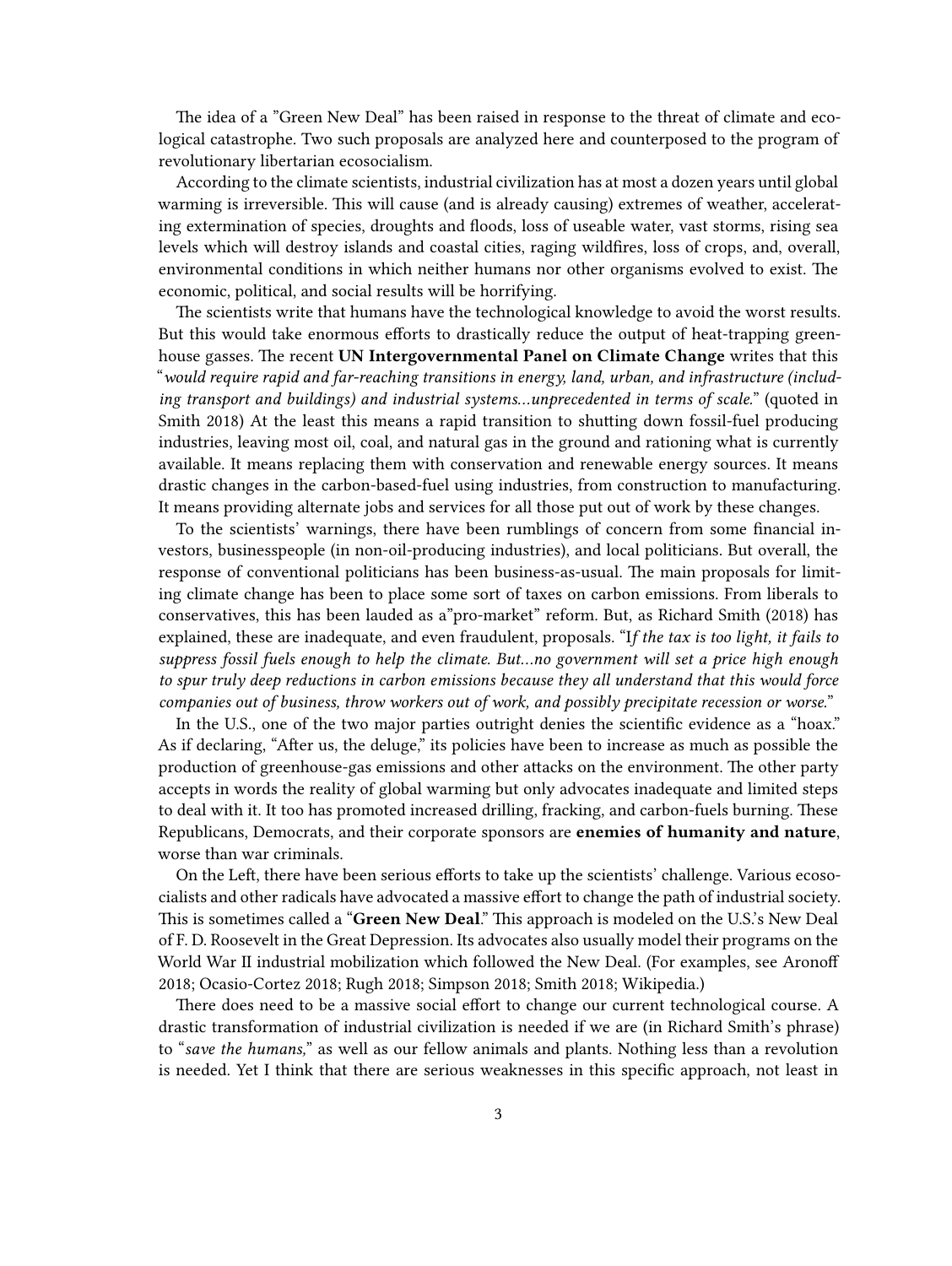The idea of a "Green New Deal" has been raised in response to the threat of climate and ecological catastrophe. Two such proposals are analyzed here and counterposed to the program of revolutionary libertarian ecosocialism.

According to the climate scientists, industrial civilization has at most a dozen years until global warming is irreversible. This will cause (and is already causing) extremes of weather, accelerating extermination of species, droughts and floods, loss of useable water, vast storms, rising sea levels which will destroy islands and coastal cities, raging wildfires, loss of crops, and, overall, environmental conditions in which neither humans nor other organisms evolved to exist. The economic, political, and social results will be horrifying.

The scientists write that humans have the technological knowledge to avoid the worst results. But this would take enormous efforts to drastically reduce the output of heat-trapping greenhouse gasses. The recent **UN Intergovernmental Panel on Climate Change** writes that this "*would require rapid and far-reaching transitions in energy, land, urban, and infrastructure (including transport and buildings) and industrial systems…unprecedented in terms of scale.*" (quoted in Smith 2018) At the least this means a rapid transition to shutting down fossil-fuel producing industries, leaving most oil, coal, and natural gas in the ground and rationing what is currently available. It means replacing them with conservation and renewable energy sources. It means drastic changes in the carbon-based-fuel using industries, from construction to manufacturing. It means providing alternate jobs and services for all those put out of work by these changes.

To the scientists' warnings, there have been rumblings of concern from some financial investors, businesspeople (in non-oil-producing industries), and local politicians. But overall, the response of conventional politicians has been business-as-usual. The main proposals for limiting climate change has been to place some sort of taxes on carbon emissions. From liberals to conservatives, this has been lauded as a"pro-market" reform. But, as Richard Smith (2018) has explained, these are inadequate, and even fraudulent, proposals. "I*f the tax is too light, it fails to suppress fossil fuels enough to help the climate. But…no government will set a price high enough to spur truly deep reductions in carbon emissions because they all understand that this would force companies out of business, throw workers out of work, and possibly precipitate recession or worse.*"

In the U.S., one of the two major parties outright denies the scientific evidence as a "hoax." As if declaring, "After us, the deluge," its policies have been to increase as much as possible the production of greenhouse-gas emissions and other attacks on the environment. The other party accepts in words the reality of global warming but only advocates inadequate and limited steps to deal with it. It too has promoted increased drilling, fracking, and carbon-fuels burning. These Republicans, Democrats, and their corporate sponsors are **enemies of humanity and nature**, worse than war criminals.

On the Left, there have been serious efforts to take up the scientists' challenge. Various ecosocialists and other radicals have advocated a massive effort to change the path of industrial society. This is sometimes called a "**Green New Deal**." This approach is modeled on the U.S.'s New Deal of F. D. Roosevelt in the Great Depression. Its advocates also usually model their programs on the World War II industrial mobilization which followed the New Deal. (For examples, see Aronoff 2018; Ocasio-Cortez 2018; Rugh 2018; Simpson 2018; Smith 2018; Wikipedia.)

There does need to be a massive social effort to change our current technological course. A drastic transformation of industrial civilization is needed if we are (in Richard Smith's phrase) to "*save the humans,*" as well as our fellow animals and plants. Nothing less than a revolution is needed. Yet I think that there are serious weaknesses in this specific approach, not least in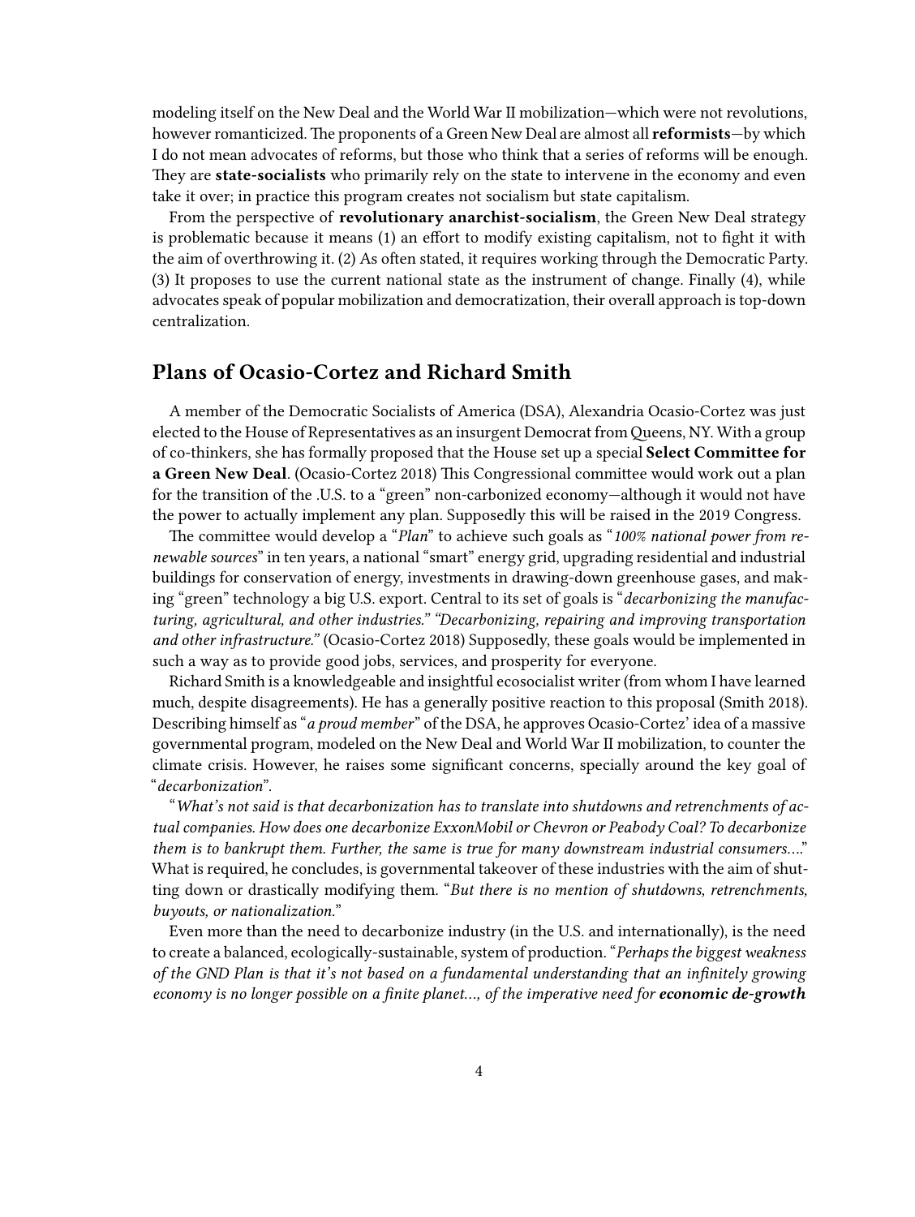modeling itself on the New Deal and the World War II mobilization—which were not revolutions, however romanticized. The proponents of a Green New Deal are almost all **reformists**—by which I do not mean advocates of reforms, but those who think that a series of reforms will be enough. They are **state-socialists** who primarily rely on the state to intervene in the economy and even take it over; in practice this program creates not socialism but state capitalism.

From the perspective of **revolutionary anarchist-socialism**, the Green New Deal strategy is problematic because it means (1) an effort to modify existing capitalism, not to fight it with the aim of overthrowing it. (2) As often stated, it requires working through the Democratic Party. (3) It proposes to use the current national state as the instrument of change. Finally (4), while advocates speak of popular mobilization and democratization, their overall approach is top-down centralization.

## Plans of Ocasio-Cortez and Richard Smith

A member of the Democratic Socialists of America (DSA), Alexandria Ocasio-Cortez was just elected to the House of Representatives as an insurgent Democrat from Queens, NY. With a group of co-thinkers, she has formally proposed that the House set up a special **Select Committee for a Green New Deal**. (Ocasio-Cortez 2018) This Congressional committee would work out a plan for the transition of the .U.S. to a "green" non-carbonized economy—although it would not have the power to actually implement any plan. Supposedly this will be raised in the 2019 Congress.

The committee would develop a "*Plan*" to achieve such goals as "*100% national power from renewable sources*" in ten years, a national "smart" energy grid, upgrading residential and industrial buildings for conservation of energy, investments in drawing-down greenhouse gases, and making "green" technology a big U.S. export. Central to its set of goals is "*decarbonizing the manufacturing, agricultural, and other industries." "Decarbonizing, repairing and improving transportation and other infrastructure."* (Ocasio-Cortez 2018) Supposedly, these goals would be implemented in such a way as to provide good jobs, services, and prosperity for everyone.

Richard Smith is a knowledgeable and insightful ecosocialist writer (from whom I have learned much, despite disagreements). He has a generally positive reaction to this proposal (Smith 2018). Describing himself as "*a proud member*" of the DSA, he approves Ocasio-Cortez' idea of a massive governmental program, modeled on the New Deal and World War II mobilization, to counter the climate crisis. However, he raises some significant concerns, specially around the key goal of "*decarbonization*".

"*What's not said is that decarbonization has to translate into shutdowns and retrenchments of actual companies. How does one decarbonize ExxonMobil or Chevron or Peabody Coal? To decarbonize them is to bankrupt them. Further, the same is true for many downstream industrial consumers….*" What is required, he concludes, is governmental takeover of these industries with the aim of shutting down or drastically modifying them. "*But there is no mention of shutdowns, retrenchments, buyouts, or nationalization.*"

Even more than the need to decarbonize industry (in the U.S. and internationally), is the need to create a balanced, ecologically-sustainable, system of production. "*Perhaps the biggest weakness of the GND Plan is that it's not based on a fundamental understanding that an infinitely growing economy is no longer possible on a finite planet…, of the imperative need for **economic de-growth***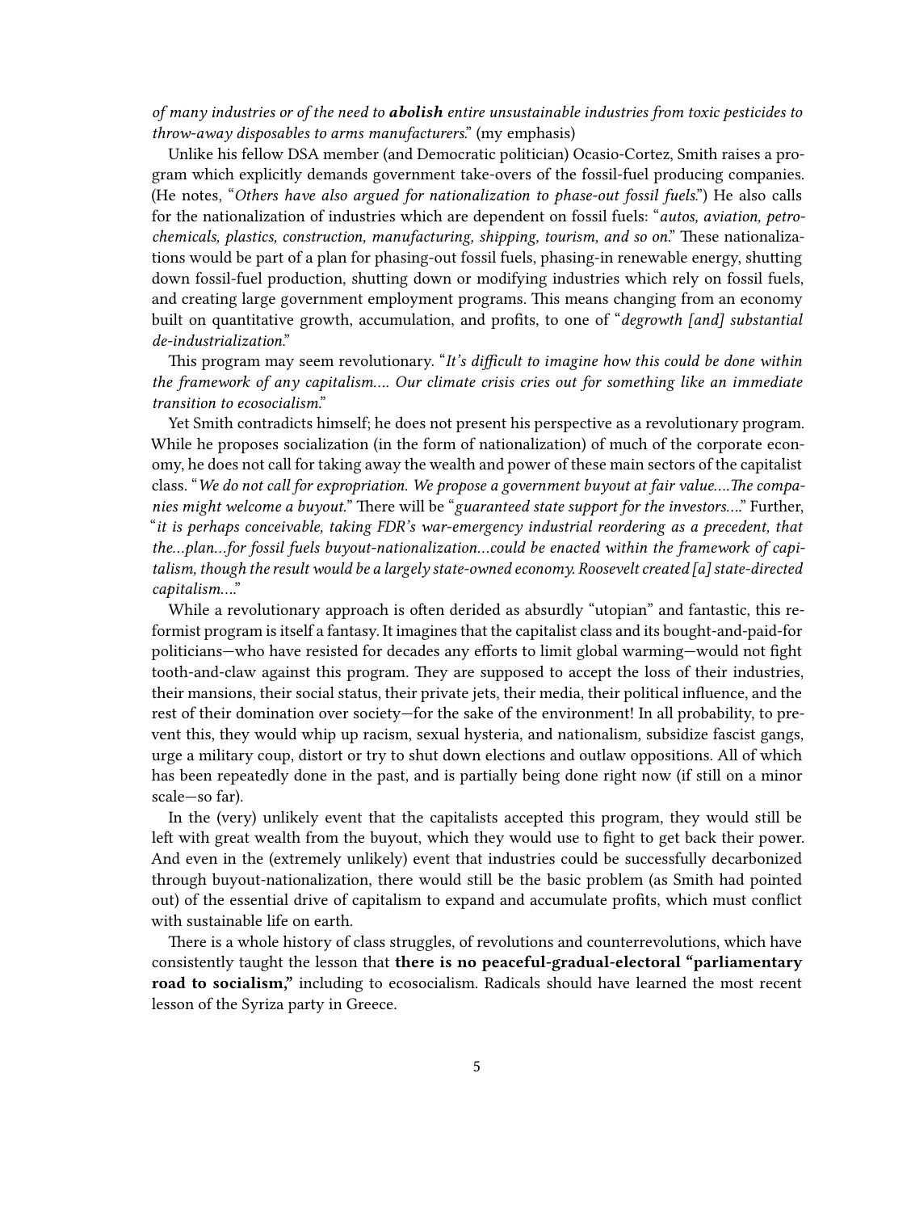*of many industries or of the need to **abolish** entire unsustainable industries from toxic pesticides to throw-away disposables to arms manufacturers*." (my emphasis)

Unlike his fellow DSA member (and Democratic politician) Ocasio-Cortez, Smith raises a program which explicitly demands government take-overs of the fossil-fuel producing companies. (He notes, "*Others have also argued for nationalization to phase-out fossil fuels*.") He also calls for the nationalization of industries which are dependent on fossil fuels: "*autos, aviation, petrochemicals, plastics, construction, manufacturing, shipping, tourism, and so on*." These nationalizations would be part of a plan for phasing-out fossil fuels, phasing-in renewable energy, shutting down fossil-fuel production, shutting down or modifying industries which rely on fossil fuels, and creating large government employment programs. This means changing from an economy built on quantitative growth, accumulation, and profits, to one of "*degrowth [and] substantial de-industrialization*."

This program may seem revolutionary. "*It's difficult to imagine how this could be done within the framework of any capitalism.... Our climate crisis cries out for something like an immediate transition to ecosocialism*."

Yet Smith contradicts himself; he does not present his perspective as a revolutionary program. While he proposes socialization (in the form of nationalization) of much of the corporate economy, he does not call for taking away the wealth and power of these main sectors of the capitalist class. "*We do not call for expropriation. We propose a government buyout at fair value....The companies might welcome a buyout.*" There will be "*guaranteed state support for the investors....*" Further, "*it is perhaps conceivable, taking FDR's war-emergency industrial reordering as a precedent, that the...plan...for fossil fuels buyout-nationalization...could be enacted within the framework of capitalism, though the result would be a largely state-owned economy. Roosevelt created [a] state-directed capitalism....*"

While a revolutionary approach is often derided as absurdly "utopian" and fantastic, this reformist program is itself a fantasy. It imagines that the capitalist class and its bought-and-paid-for politicians—who have resisted for decades any efforts to limit global warming—would not fight tooth-and-claw against this program. They are supposed to accept the loss of their industries, their mansions, their social status, their private jets, their media, their political influence, and the rest of their domination over society—for the sake of the environment! In all probability, to prevent this, they would whip up racism, sexual hysteria, and nationalism, subsidize fascist gangs, urge a military coup, distort or try to shut down elections and outlaw oppositions. All of which has been repeatedly done in the past, and is partially being done right now (if still on a minor scale—so far).

In the (very) unlikely event that the capitalists accepted this program, they would still be left with great wealth from the buyout, which they would use to fight to get back their power. And even in the (extremely unlikely) event that industries could be successfully decarbonized through buyout-nationalization, there would still be the basic problem (as Smith had pointed out) of the essential drive of capitalism to expand and accumulate profits, which must conflict with sustainable life on earth.

There is a whole history of class struggles, of revolutions and counterrevolutions, which have consistently taught the lesson that **there is no peaceful-gradual-electoral "parliamentary road to socialism,"** including to ecosocialism. Radicals should have learned the most recent lesson of the Syriza party in Greece.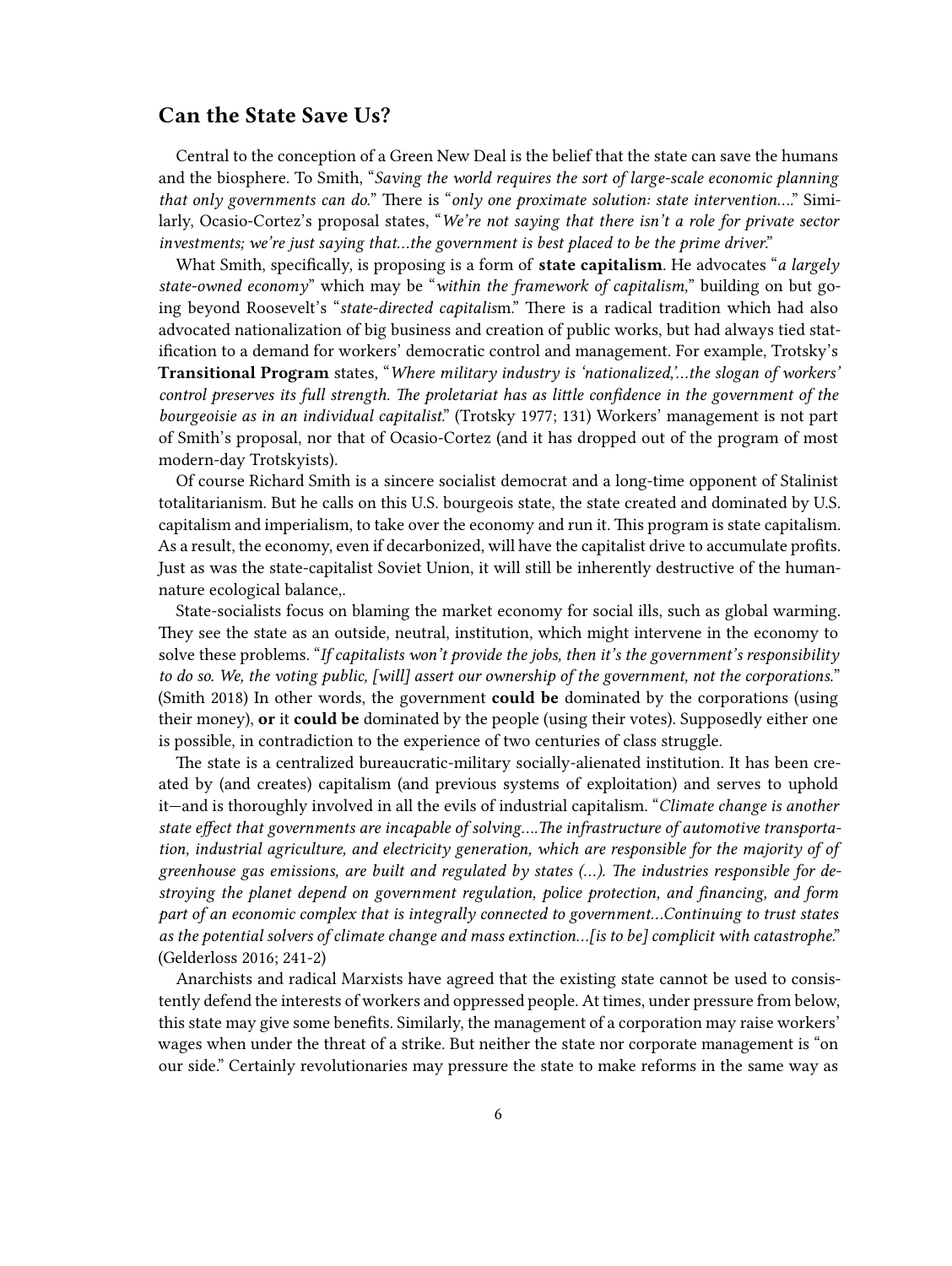## Can the State Save Us?

Central to the conception of a Green New Deal is the belief that the state can save the humans and the biosphere. To Smith, "*Saving the world requires the sort of large-scale economic planning that only governments can do.*" There is "*only one proximate solution: state intervention….*" Similarly, Ocasio-Cortez's proposal states, "*We're not saying that there isn't a role for private sector investments; we're just saying that…the government is best placed to be the prime driver.*"

What Smith, specifically, is proposing is a form of **state capitalism**. He advocates "*a largely state-owned economy*" which may be "*within the framework of capitalism,*" building on but going beyond Roosevelt's "*state-directed capitalis*m." There is a radical tradition which had also advocated nationalization of big business and creation of public works, but had always tied statification to a demand for workers' democratic control and management. For example, Trotsky's **Transitional Program** states, "*Where military industry is 'nationalized,'…the slogan of workers' control preserves its full strength. The proletariat has as little confidence in the government of the bourgeoisie as in an individual capitalist.*" (Trotsky 1977; 131) Workers' management is not part of Smith's proposal, nor that of Ocasio-Cortez (and it has dropped out of the program of most modern-day Trotskyists).

Of course Richard Smith is a sincere socialist democrat and a long-time opponent of Stalinist totalitarianism. But he calls on this U.S. bourgeois state, the state created and dominated by U.S. capitalism and imperialism, to take over the economy and run it. This program is state capitalism. As a result, the economy, even if decarbonized, will have the capitalist drive to accumulate profits. Just as was the state-capitalist Soviet Union, it will still be inherently destructive of the human-nature ecological balance,.

State-socialists focus on blaming the market economy for social ills, such as global warming. They see the state as an outside, neutral, institution, which might intervene in the economy to solve these problems. "*If capitalists won't provide the jobs, then it's the government's responsibility to do so. We, the voting public, [will] assert our ownership of the government, not the corporations.*" (Smith 2018) In other words, the government **could be** dominated by the corporations (using their money), **or** it **could be** dominated by the people (using their votes). Supposedly either one is possible, in contradiction to the experience of two centuries of class struggle.

The state is a centralized bureaucratic-military socially-alienated institution. It has been created by (and creates) capitalism (and previous systems of exploitation) and serves to uphold it—and is thoroughly involved in all the evils of industrial capitalism. "*Climate change is another state effect that governments are incapable of solving….The infrastructure of automotive transportation, industrial agriculture, and electricity generation, which are responsible for the majority of of greenhouse gas emissions, are built and regulated by states (…). The industries responsible for destroying the planet depend on government regulation, police protection, and financing, and form part of an economic complex that is integrally connected to government…Continuing to trust states as the potential solvers of climate change and mass extinction…[is to be] complicit with catastrophe.*" (Gelderloss 2016; 241-2)

Anarchists and radical Marxists have agreed that the existing state cannot be used to consistently defend the interests of workers and oppressed people. At times, under pressure from below, this state may give some benefits. Similarly, the management of a corporation may raise workers' wages when under the threat of a strike. But neither the state nor corporate management is "on our side." Certainly revolutionaries may pressure the state to make reforms in the same way as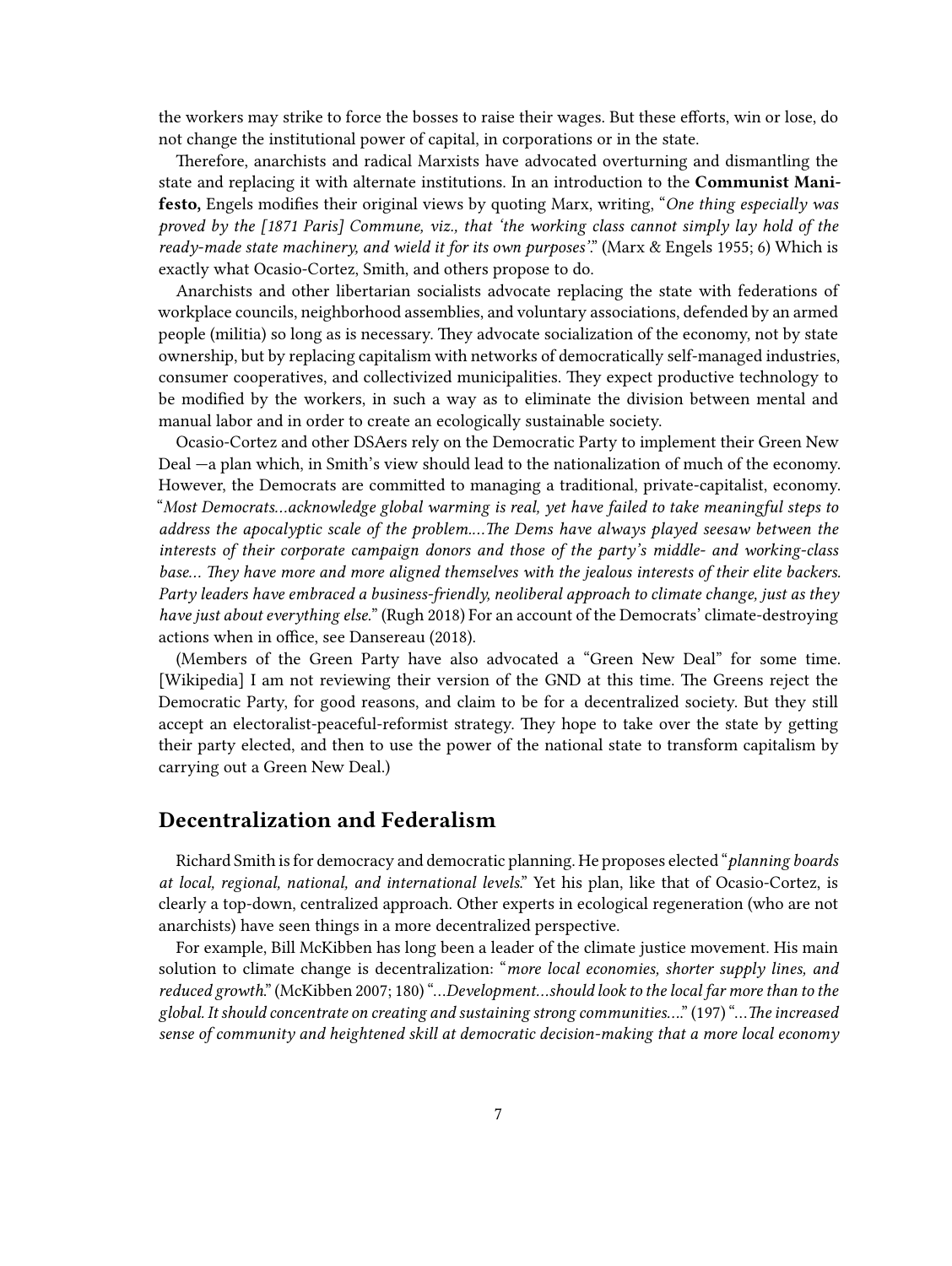the workers may strike to force the bosses to raise their wages. But these efforts, win or lose, do not change the institutional power of capital, in corporations or in the state.

Therefore, anarchists and radical Marxists have advocated overturning and dismantling the state and replacing it with alternate institutions. In an introduction to the **Communist Manifesto,** Engels modifies their original views by quoting Marx, writing, "*One thing especially was proved by the [1871 Paris] Commune, viz., that 'the working class cannot simply lay hold of the ready-made state machinery, and wield it for its own purposes'*." (Marx & Engels 1955; 6) Which is exactly what Ocasio-Cortez, Smith, and others propose to do.

Anarchists and other libertarian socialists advocate replacing the state with federations of workplace councils, neighborhood assemblies, and voluntary associations, defended by an armed people (militia) so long as is necessary. They advocate socialization of the economy, not by state ownership, but by replacing capitalism with networks of democratically self-managed industries, consumer cooperatives, and collectivized municipalities. They expect productive technology to be modified by the workers, in such a way as to eliminate the division between mental and manual labor and in order to create an ecologically sustainable society.

Ocasio-Cortez and other DSAers rely on the Democratic Party to implement their Green New Deal —a plan which, in Smith's view should lead to the nationalization of much of the economy. However, the Democrats are committed to managing a traditional, private-capitalist, economy. "*Most Democrats…acknowledge global warming is real, yet have failed to take meaningful steps to address the apocalyptic scale of the problem.…The Dems have always played seesaw between the interests of their corporate campaign donors and those of the party's middle- and working-class base… They have more and more aligned themselves with the jealous interests of their elite backers. Party leaders have embraced a business-friendly, neoliberal approach to climate change, just as they have just about everything else.*" (Rugh 2018) For an account of the Democrats' climate-destroying actions when in office, see Dansereau (2018).

(Members of the Green Party have also advocated a "Green New Deal" for some time. [Wikipedia] I am not reviewing their version of the GND at this time. The Greens reject the Democratic Party, for good reasons, and claim to be for a decentralized society. But they still accept an electoralist-peaceful-reformist strategy. They hope to take over the state by getting their party elected, and then to use the power of the national state to transform capitalism by carrying out a Green New Deal.)

## Decentralization and Federalism

Richard Smith is for democracy and democratic planning. He proposes elected "*planning boards at local, regional, national, and international levels*." Yet his plan, like that of Ocasio-Cortez, is clearly a top-down, centralized approach. Other experts in ecological regeneration (who are not anarchists) have seen things in a more decentralized perspective.

For example, Bill McKibben has long been a leader of the climate justice movement. His main solution to climate change is decentralization: "*more local economies, shorter supply lines, and reduced growth*." (McKibben 2007; 180) "*…Development…should look to the local far more than to the global. It should concentrate on creating and sustaining strong communities….*" (197) "*…The increased sense of community and heightened skill at democratic decision-making that a more local economy*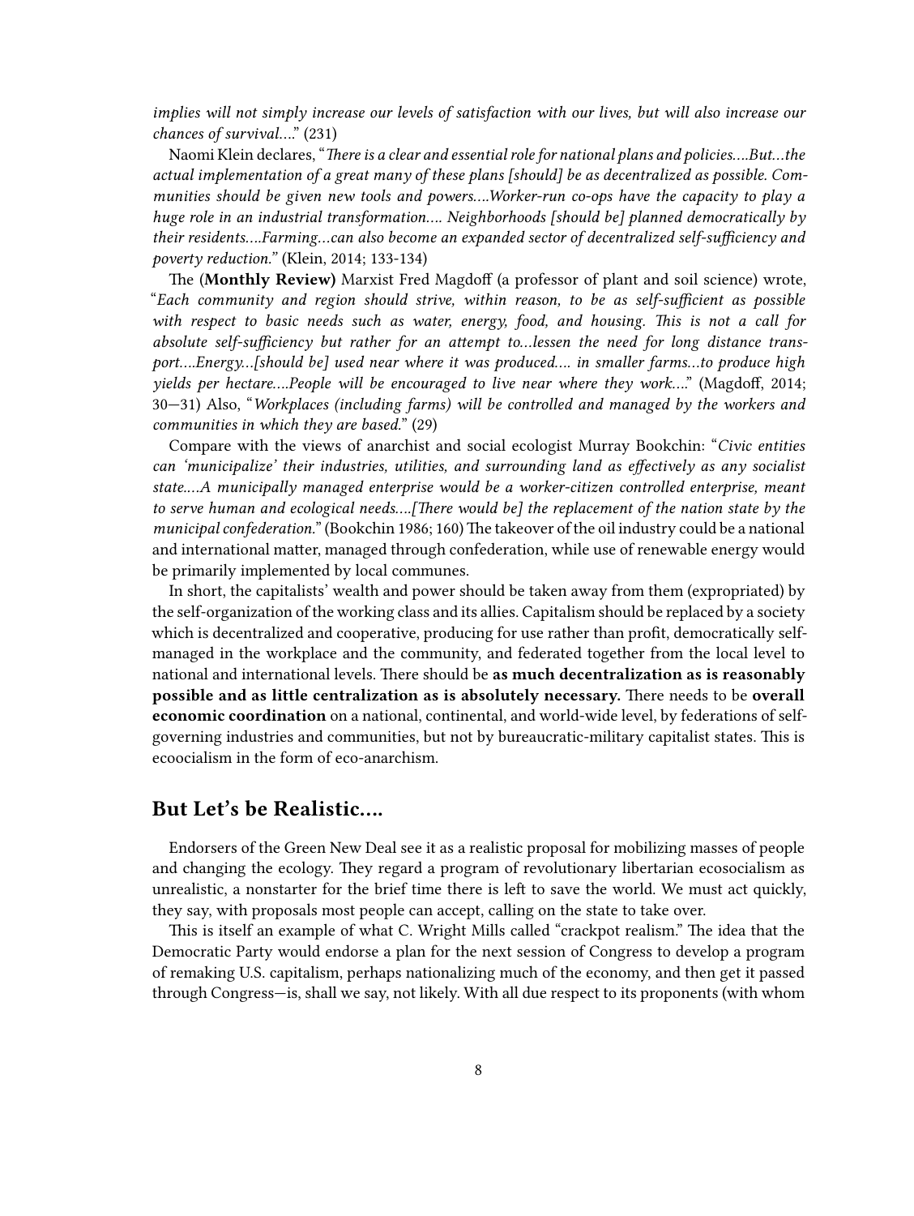*implies will not simply increase our levels of satisfaction with our lives, but will also increase our chances of survival….*" (231)

Naomi Klein declares, "*There is a clear and essential role for national plans and policies….But…the actual implementation of a great many of these plans [should] be as decentralized as possible. Communities should be given new tools and powers….Worker-run co-ops have the capacity to play a huge role in an industrial transformation…. Neighborhoods [should be] planned democratically by their residents….Farming…can also become an expanded sector of decentralized self-sufficiency and poverty reduction.*" (Klein, 2014; 133-134)

The (**Monthly Review**) Marxist Fred Magdoff (a professor of plant and soil science) wrote, "*Each community and region should strive, within reason, to be as self-sufficient as possible with respect to basic needs such as water, energy, food, and housing. This is not a call for absolute self-sufficiency but rather for an attempt to…lessen the need for long distance transport….Energy…[should be] used near where it was produced…. in smaller farms…to produce high yields per hectare….People will be encouraged to live near where they work….*" (Magdoff, 2014; 30—31) Also, "*Workplaces (including farms) will be controlled and managed by the workers and communities in which they are based.*" (29)

Compare with the views of anarchist and social ecologist Murray Bookchin: "*Civic entities can 'municipalize' their industries, utilities, and surrounding land as effectively as any socialist state….A municipally managed enterprise would be a worker-citizen controlled enterprise, meant to serve human and ecological needs….[There would be] the replacement of the nation state by the municipal confederation.*" (Bookchin 1986; 160) The takeover of the oil industry could be a national and international matter, managed through confederation, while use of renewable energy would be primarily implemented by local communes.

In short, the capitalists' wealth and power should be taken away from them (expropriated) by the self-organization of the working class and its allies. Capitalism should be replaced by a society which is decentralized and cooperative, producing for use rather than profit, democratically self-managed in the workplace and the community, and federated together from the local level to national and international levels. There should be **as much decentralization as is reasonably possible and as little centralization as is absolutely necessary.** There needs to be **overall economic coordination** on a national, continental, and world-wide level, by federations of self-governing industries and communities, but not by bureaucratic-military capitalist states. This is ecoocialism in the form of eco-anarchism.

## But Let's be Realistic….

Endorsers of the Green New Deal see it as a realistic proposal for mobilizing masses of people and changing the ecology. They regard a program of revolutionary libertarian ecosocialism as unrealistic, a nonstarter for the brief time there is left to save the world. We must act quickly, they say, with proposals most people can accept, calling on the state to take over.

This is itself an example of what C. Wright Mills called "crackpot realism." The idea that the Democratic Party would endorse a plan for the next session of Congress to develop a program of remaking U.S. capitalism, perhaps nationalizing much of the economy, and then get it passed through Congress—is, shall we say, not likely. With all due respect to its proponents (with whom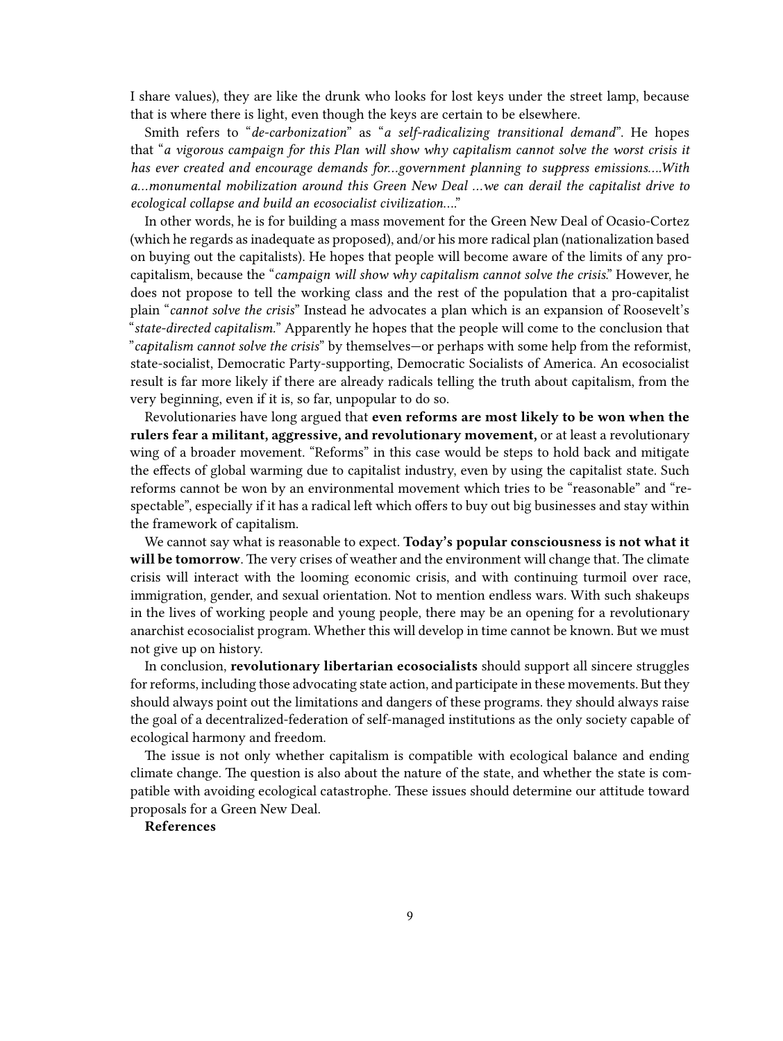I share values), they are like the drunk who looks for lost keys under the street lamp, because that is where there is light, even though the keys are certain to be elsewhere.

Smith refers to "*de-carbonization*" as "*a self-radicalizing transitional demand*". He hopes that "*a vigorous campaign for this Plan will show why capitalism cannot solve the worst crisis it has ever created and encourage demands for…government planning to suppress emissions….With a…monumental mobilization around this Green New Deal …we can derail the capitalist drive to ecological collapse and build an ecosocialist civilization….*"

In other words, he is for building a mass movement for the Green New Deal of Ocasio-Cortez (which he regards as inadequate as proposed), and/or his more radical plan (nationalization based on buying out the capitalists). He hopes that people will become aware of the limits of any pro-capitalism, because the "*campaign will show why capitalism cannot solve the crisis*." However, he does not propose to tell the working class and the rest of the population that a pro-capitalist plain "*cannot solve the crisis*" Instead he advocates a plan which is an expansion of Roosevelt's "*state-directed capitalism.*" Apparently he hopes that the people will come to the conclusion that "*capitalism cannot solve the crisis*" by themselves—or perhaps with some help from the reformist, state-socialist, Democratic Party-supporting, Democratic Socialists of America. An ecosocialist result is far more likely if there are already radicals telling the truth about capitalism, from the very beginning, even if it is, so far, unpopular to do so.

Revolutionaries have long argued that **even reforms are most likely to be won when the rulers fear a militant, aggressive, and revolutionary movement,** or at least a revolutionary wing of a broader movement. "Reforms" in this case would be steps to hold back and mitigate the effects of global warming due to capitalist industry, even by using the capitalist state. Such reforms cannot be won by an environmental movement which tries to be "reasonable" and "respectable", especially if it has a radical left which offers to buy out big businesses and stay within the framework of capitalism.

We cannot say what is reasonable to expect. **Today's popular consciousness is not what it will be tomorrow**. The very crises of weather and the environment will change that. The climate crisis will interact with the looming economic crisis, and with continuing turmoil over race, immigration, gender, and sexual orientation. Not to mention endless wars. With such shakeups in the lives of working people and young people, there may be an opening for a revolutionary anarchist ecosocialist program. Whether this will develop in time cannot be known. But we must not give up on history.

In conclusion, **revolutionary libertarian ecosocialists** should support all sincere struggles for reforms, including those advocating state action, and participate in these movements. But they should always point out the limitations and dangers of these programs. they should always raise the goal of a decentralized-federation of self-managed institutions as the only society capable of ecological harmony and freedom.

The issue is not only whether capitalism is compatible with ecological balance and ending climate change. The question is also about the nature of the state, and whether the state is compatible with avoiding ecological catastrophe. These issues should determine our attitude toward proposals for a Green New Deal.

**References**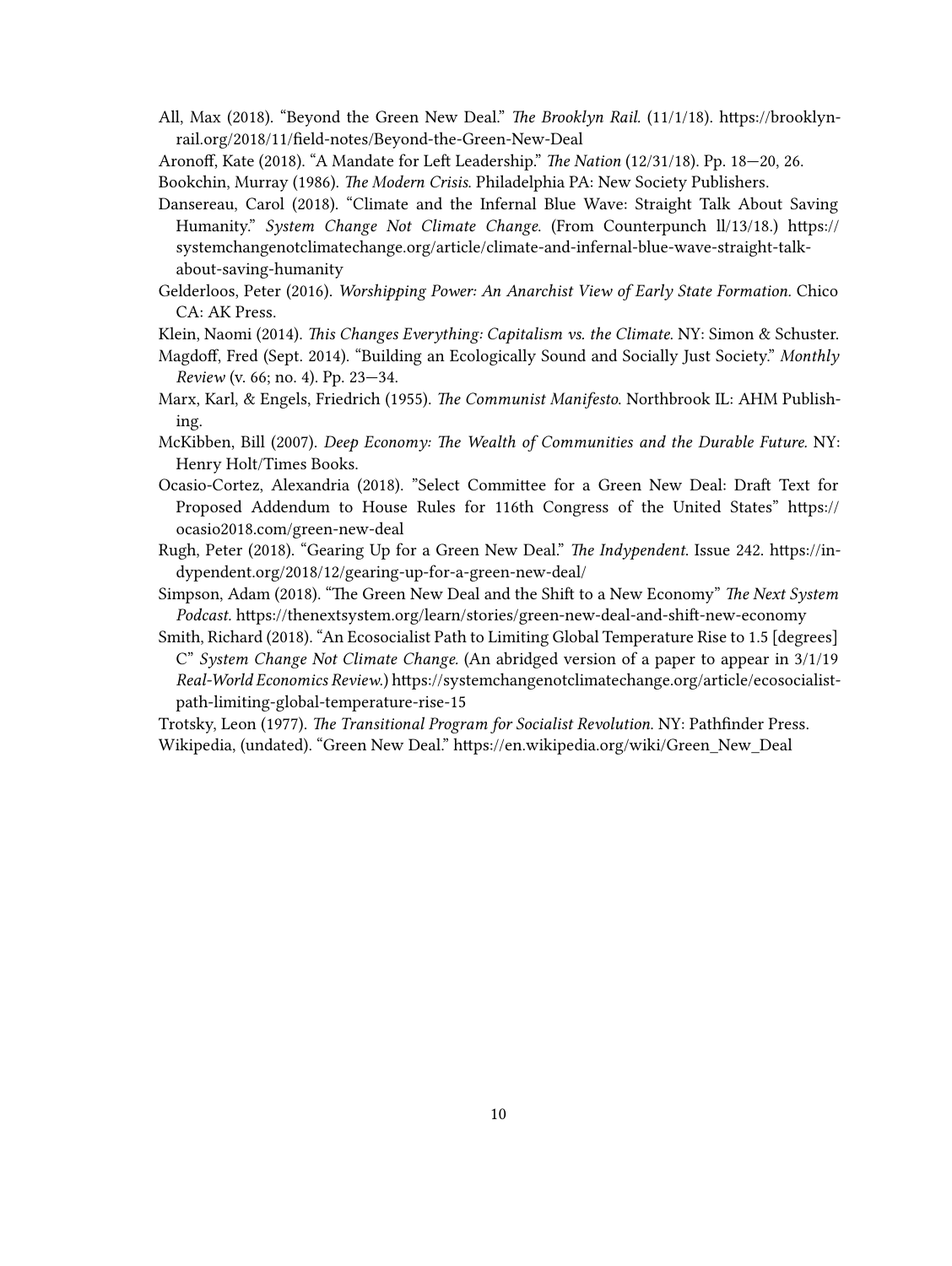All, Max (2018). "Beyond the Green New Deal." *The Brooklyn Rail.* (11/1/18). https://brooklynrail.org/2018/11/field-notes/Beyond-the-Green-New-Deal

Aronoff, Kate (2018). "A Mandate for Left Leadership." *The Nation* (12/31/18). Pp. 18—20, 26.

Bookchin, Murray (1986). *The Modern Crisis.* Philadelphia PA: New Society Publishers.

Dansereau, Carol (2018). "Climate and the Infernal Blue Wave: Straight Talk About Saving Humanity." *System Change Not Climate Change.* (From Counterpunch ll/13/18.) https://systemchangenotclimatechange.org/article/climate-and-infernal-blue-wave-straight-talk-about-saving-humanity

Gelderloos, Peter (2016). *Worshipping Power: An Anarchist View of Early State Formation.* Chico CA: AK Press.

Klein, Naomi (2014). *This Changes Everything: Capitalism vs. the Climate.* NY: Simon & Schuster.

Magdoff, Fred (Sept. 2014). "Building an Ecologically Sound and Socially Just Society." *Monthly Review* (v. 66; no. 4). Pp. 23—34.

Marx, Karl, & Engels, Friedrich (1955). *The Communist Manifesto.* Northbrook IL: AHM Publishing.

McKibben, Bill (2007). *Deep Economy: The Wealth of Communities and the Durable Future.* NY: Henry Holt/Times Books.

Ocasio-Cortez, Alexandria (2018). "Select Committee for a Green New Deal: Draft Text for Proposed Addendum to House Rules for 116th Congress of the United States" https://ocasio2018.com/green-new-deal

Rugh, Peter (2018). "Gearing Up for a Green New Deal." *The Indypendent.* Issue 242. https://indypendent.org/2018/12/gearing-up-for-a-green-new-deal/

Simpson, Adam (2018). "The Green New Deal and the Shift to a New Economy" *The Next System Podcast.* https://thenextsystem.org/learn/stories/green-new-deal-and-shift-new-economy

Smith, Richard (2018). "An Ecosocialist Path to Limiting Global Temperature Rise to 1.5 [degrees] C" *System Change Not Climate Change.* (An abridged version of a paper to appear in 3/1/19 *Real-World Economics Review.*) https://systemchangenotclimatechange.org/article/ecosocialist-path-limiting-global-temperature-rise-15

Trotsky, Leon (1977). *The Transitional Program for Socialist Revolution.* NY: Pathfinder Press.

Wikipedia, (undated). "Green New Deal." https://en.wikipedia.org/wiki/Green_New_Deal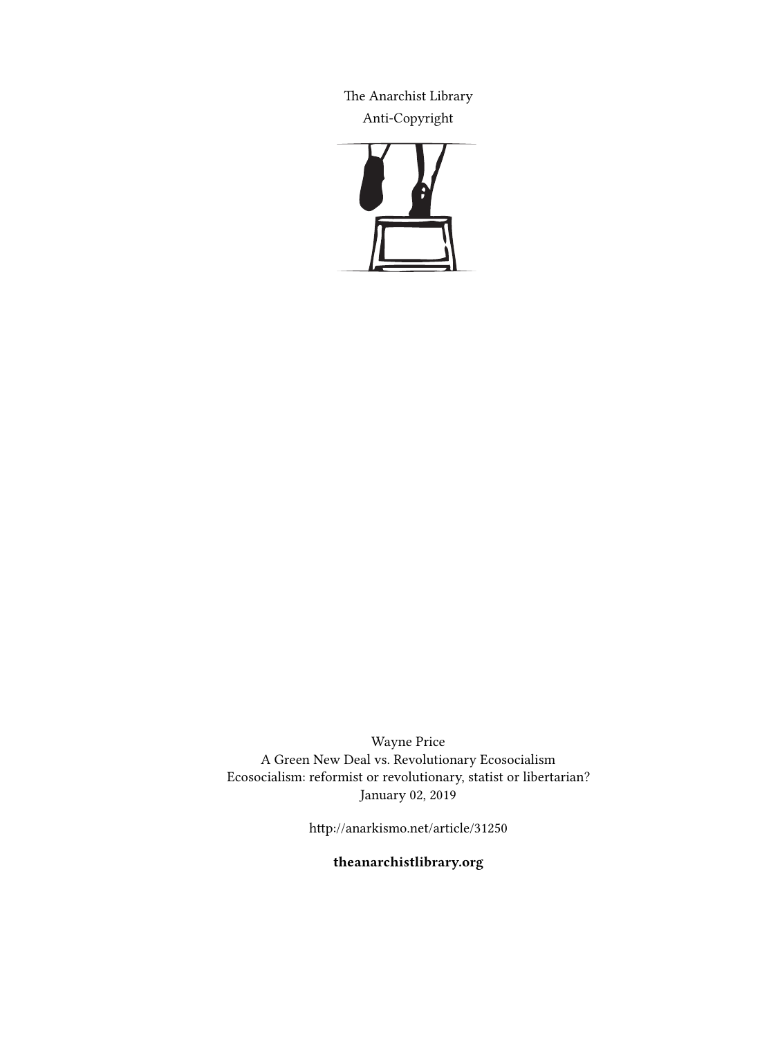The Anarchist Library
Anti-Copyright

Wayne Price
A Green New Deal vs. Revolutionary Ecosocialism
Ecosocialism: reformist or revolutionary, statist or libertarian?
January 02, 2019

http://anarkismo.net/article/31250

**theanarchistlibrary.org**